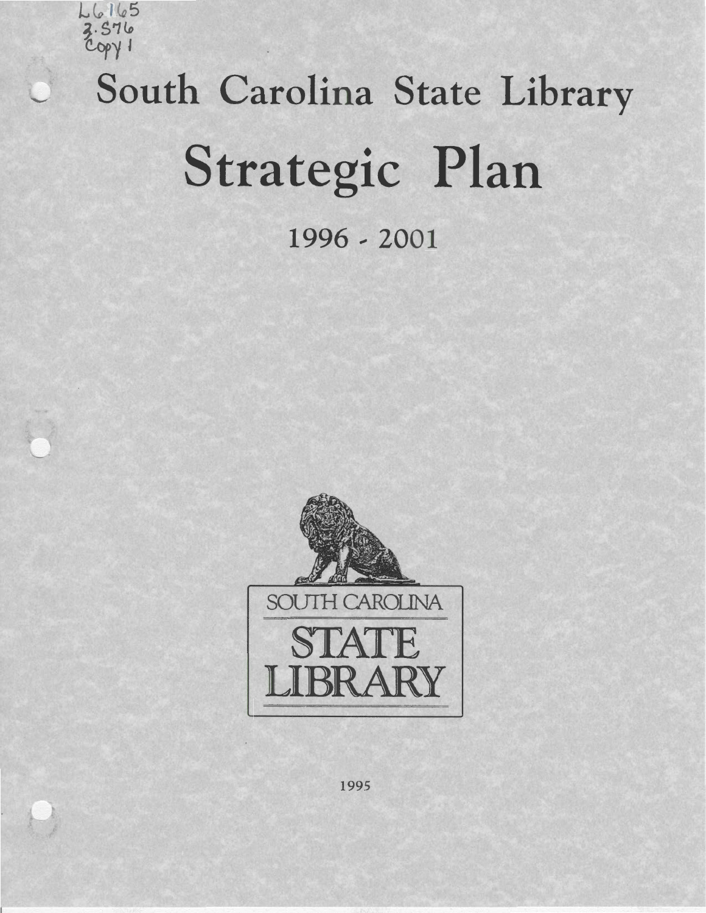L6165
3.S76
Copy 1

# South Carolina State Library

# Strategic Plan

## 1996 - 2001

SOUTH CAROLINA

STATE LIBRARY

1995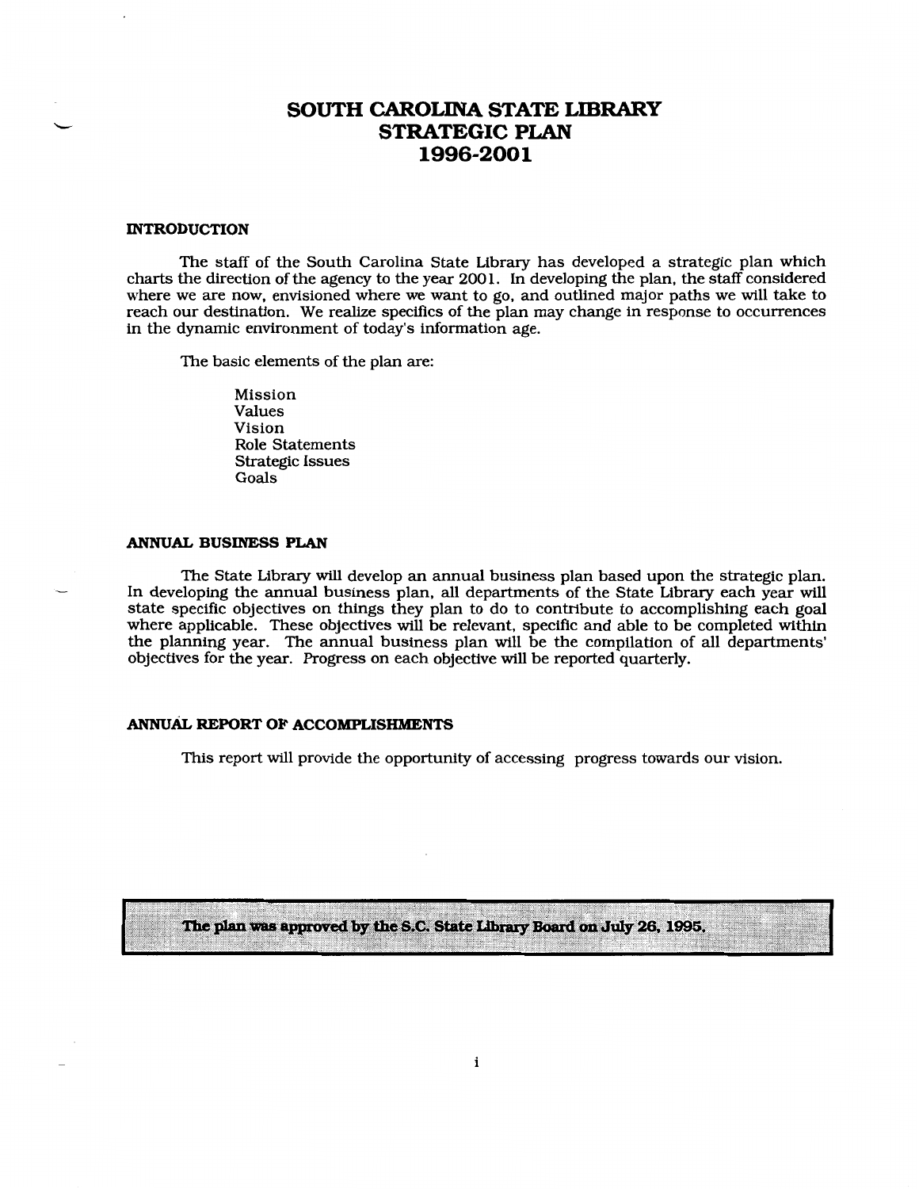# SOUTH CAROLINA STATE LIBRARY
# STRATEGIC PLAN
# 1996-2001

## INTRODUCTION

The staff of the South Carolina State Library has developed a strategic plan which charts the direction of the agency to the year 2001. In developing the plan, the staff considered where we are now, envisioned where we want to go, and outlined major paths we will take to reach our destination. We realize specifics of the plan may change in response to occurrences in the dynamic environment of today's information age.

The basic elements of the plan are:

- Mission
- Values
- Vision
- Role Statements
- Strategic Issues
- Goals

## ANNUAL BUSINESS PLAN

The State Library will develop an annual business plan based upon the strategic plan. In developing the annual business plan, all departments of the State Library each year will state specific objectives on things they plan to do to contribute to accomplishing each goal where applicable. These objectives will be relevant, specific and able to be completed within the planning year. The annual business plan will be the compilation of all departments' objectives for the year. Progress on each objective will be reported quarterly.

## ANNUAL REPORT OF ACCOMPLISHMENTS

This report will provide the opportunity of accessing progress towards our vision.

**The plan was approved by the S.C. State Library Board on July 26, 1995.**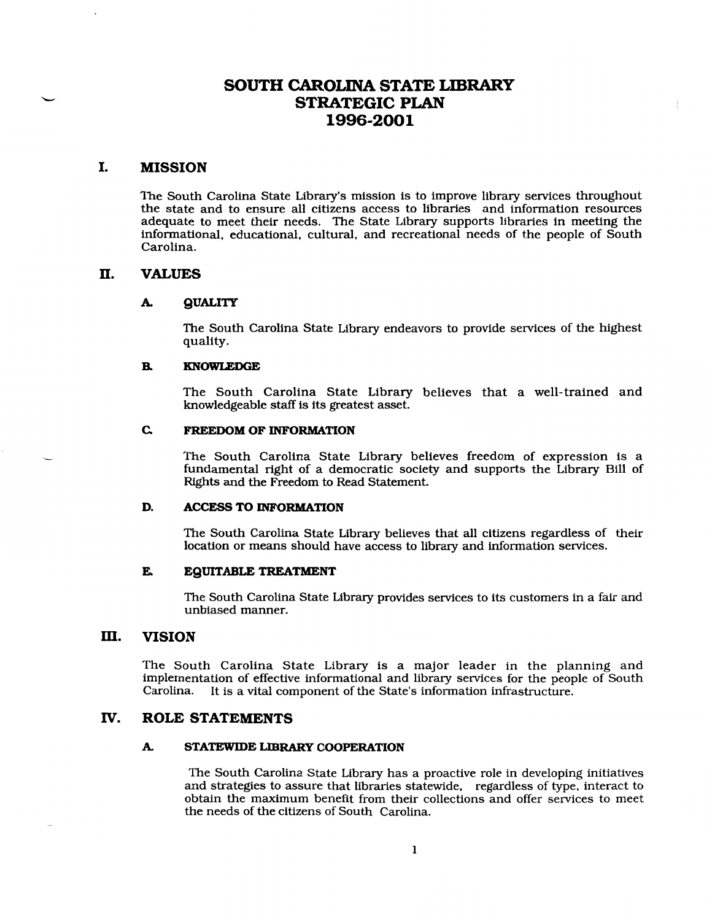# SOUTH CAROLINA STATE LIBRARY STRATEGIC PLAN 1996-2001

## I. MISSION

The South Carolina State Library's mission is to improve library services throughout the state and to ensure all citizens access to libraries and information resources adequate to meet their needs. The State Library supports libraries in meeting the informational, educational, cultural, and recreational needs of the people of South Carolina.

## II. VALUES

### A. QUALITY

The South Carolina State Library endeavors to provide services of the highest quality.

### B. KNOWLEDGE

The South Carolina State Library believes that a well-trained and knowledgeable staff is its greatest asset.

### C. FREEDOM OF INFORMATION

The South Carolina State Library believes freedom of expression is a fundamental right of a democratic society and supports the Library Bill of Rights and the Freedom to Read Statement.

### D. ACCESS TO INFORMATION

The South Carolina State Library believes that all citizens regardless of their location or means should have access to library and information services.

### E. EQUITABLE TREATMENT

The South Carolina State Library provides services to its customers in a fair and unbiased manner.

## III. VISION

The South Carolina State Library is a major leader in the planning and implementation of effective informational and library services for the people of South Carolina. It is a vital component of the State's information infrastructure.

## IV. ROLE STATEMENTS

### A. STATEWIDE LIBRARY COOPERATION

The South Carolina State Library has a proactive role in developing initiatives and strategies to assure that libraries statewide, regardless of type, interact to obtain the maximum benefit from their collections and offer services to meet the needs of the citizens of South Carolina.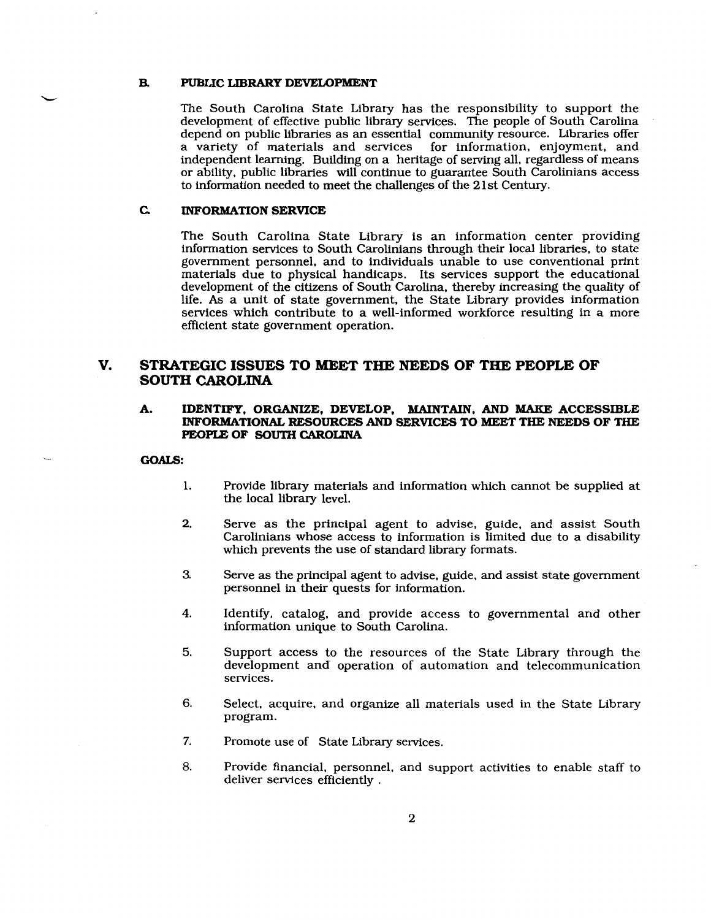### B. PUBLIC LIBRARY DEVELOPMENT

The South Carolina State Library has the responsibility to support the development of effective public library services. The people of South Carolina depend on public libraries as an essential community resource. Libraries offer a variety of materials and services for information, enjoyment, and independent learning. Building on a heritage of serving all, regardless of means or ability, public libraries will continue to guarantee South Carolinians access to information needed to meet the challenges of the 21st Century.

### C. INFORMATION SERVICE

The South Carolina State Library is an information center providing information services to South Carolinians through their local libraries, to state government personnel, and to individuals unable to use conventional print materials due to physical handicaps. Its services support the educational development of the citizens of South Carolina, thereby increasing the quality of life. As a unit of state government, the State Library provides information services which contribute to a well-informed workforce resulting in a more efficient state government operation.

## V. STRATEGIC ISSUES TO MEET THE NEEDS OF THE PEOPLE OF SOUTH CAROLINA

### A. IDENTIFY, ORGANIZE, DEVELOP, MAINTAIN, AND MAKE ACCESSIBLE INFORMATIONAL RESOURCES AND SERVICES TO MEET THE NEEDS OF THE PEOPLE OF SOUTH CAROLINA

**GOALS:**

1. Provide library materials and information which cannot be supplied at the local library level.

2. Serve as the principal agent to advise, guide, and assist South Carolinians whose access to information is limited due to a disability which prevents the use of standard library formats.

3. Serve as the principal agent to advise, guide, and assist state government personnel in their quests for information.

4. Identify, catalog, and provide access to governmental and other information unique to South Carolina.

5. Support access to the resources of the State Library through the development and operation of automation and telecommunication services.

6. Select, acquire, and organize all materials used in the State Library program.

7. Promote use of State Library services.

8. Provide financial, personnel, and support activities to enable staff to deliver services efficiently .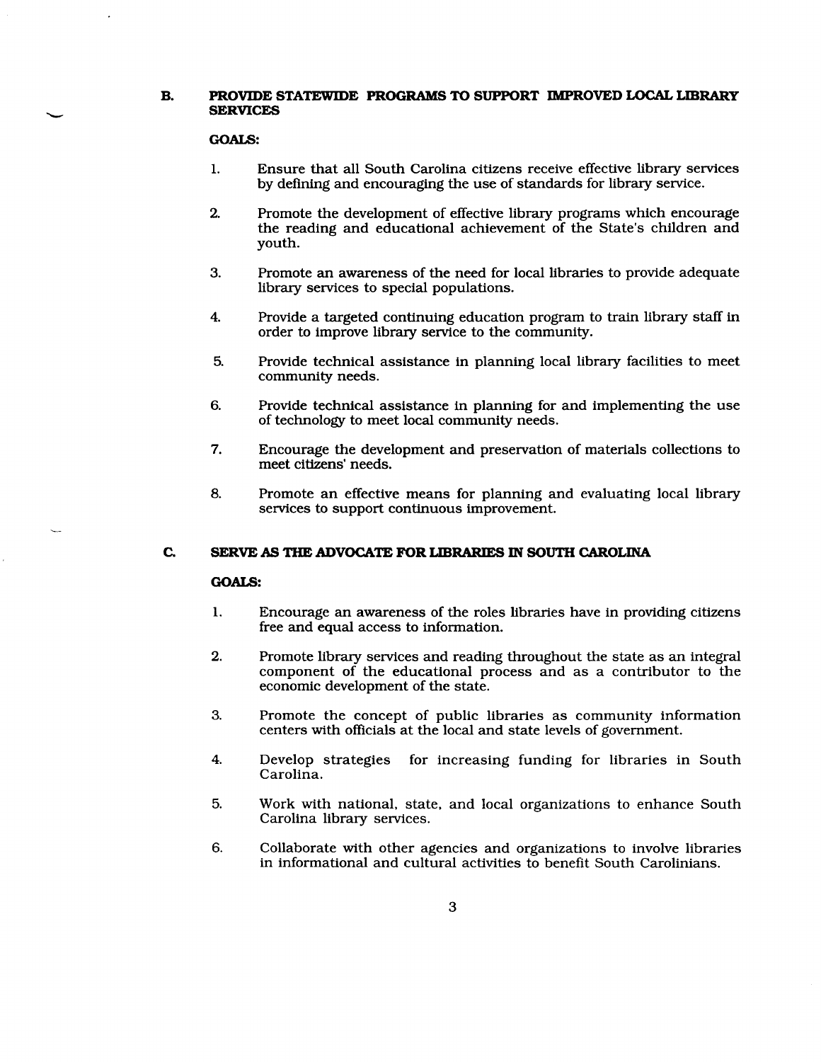## B. PROVIDE STATEWIDE PROGRAMS TO SUPPORT IMPROVED LOCAL LIBRARY SERVICES

**GOALS:**

1. Ensure that all South Carolina citizens receive effective library services by defining and encouraging the use of standards for library service.

2. Promote the development of effective library programs which encourage the reading and educational achievement of the State's children and youth.

3. Promote an awareness of the need for local libraries to provide adequate library services to special populations.

4. Provide a targeted continuing education program to train library staff in order to improve library service to the community.

5. Provide technical assistance in planning local library facilities to meet community needs.

6. Provide technical assistance in planning for and implementing the use of technology to meet local community needs.

7. Encourage the development and preservation of materials collections to meet citizens' needs.

8. Promote an effective means for planning and evaluating local library services to support continuous improvement.

## C. SERVE AS THE ADVOCATE FOR LIBRARIES IN SOUTH CAROLINA

**GOALS:**

1. Encourage an awareness of the roles libraries have in providing citizens free and equal access to information.

2. Promote library services and reading throughout the state as an integral component of the educational process and as a contributor to the economic development of the state.

3. Promote the concept of public libraries as community information centers with officials at the local and state levels of government.

4. Develop strategies for increasing funding for libraries in South Carolina.

5. Work with national, state, and local organizations to enhance South Carolina library services.

6. Collaborate with other agencies and organizations to involve libraries in informational and cultural activities to benefit South Carolinians.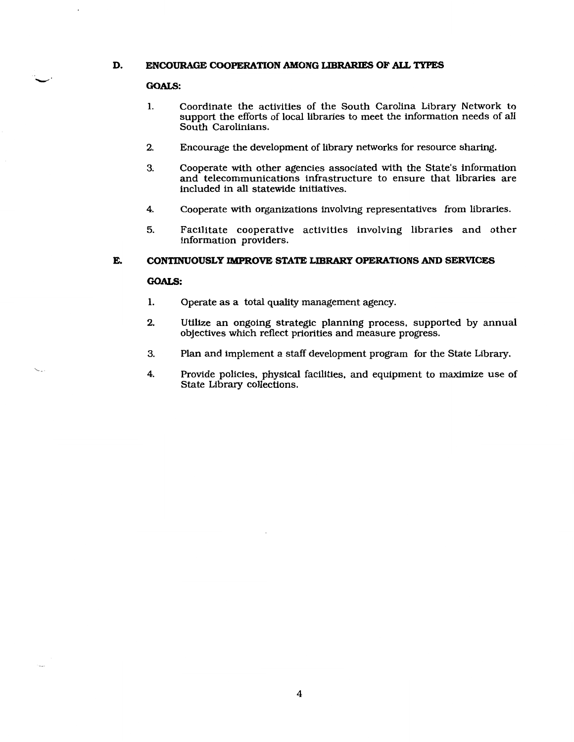## D. ENCOURAGE COOPERATION AMONG LIBRARIES OF ALL TYPES

**GOALS:**

1. Coordinate the activities of the South Carolina Library Network to support the efforts of local libraries to meet the information needs of all South Carolinians.
2. Encourage the development of library networks for resource sharing.
3. Cooperate with other agencies associated with the State's information and telecommunications infrastructure to ensure that libraries are included in all statewide initiatives.
4. Cooperate with organizations involving representatives from libraries.
5. Facilitate cooperative activities involving libraries and other information providers.

## E. CONTINUOUSLY IMPROVE STATE LIBRARY OPERATIONS AND SERVICES

**GOALS:**

1. Operate as a total quality management agency.
2. Utilize an ongoing strategic planning process, supported by annual objectives which reflect priorities and measure progress.
3. Plan and implement a staff development program for the State Library.
4. Provide policies, physical facilities, and equipment to maximize use of State Library collections.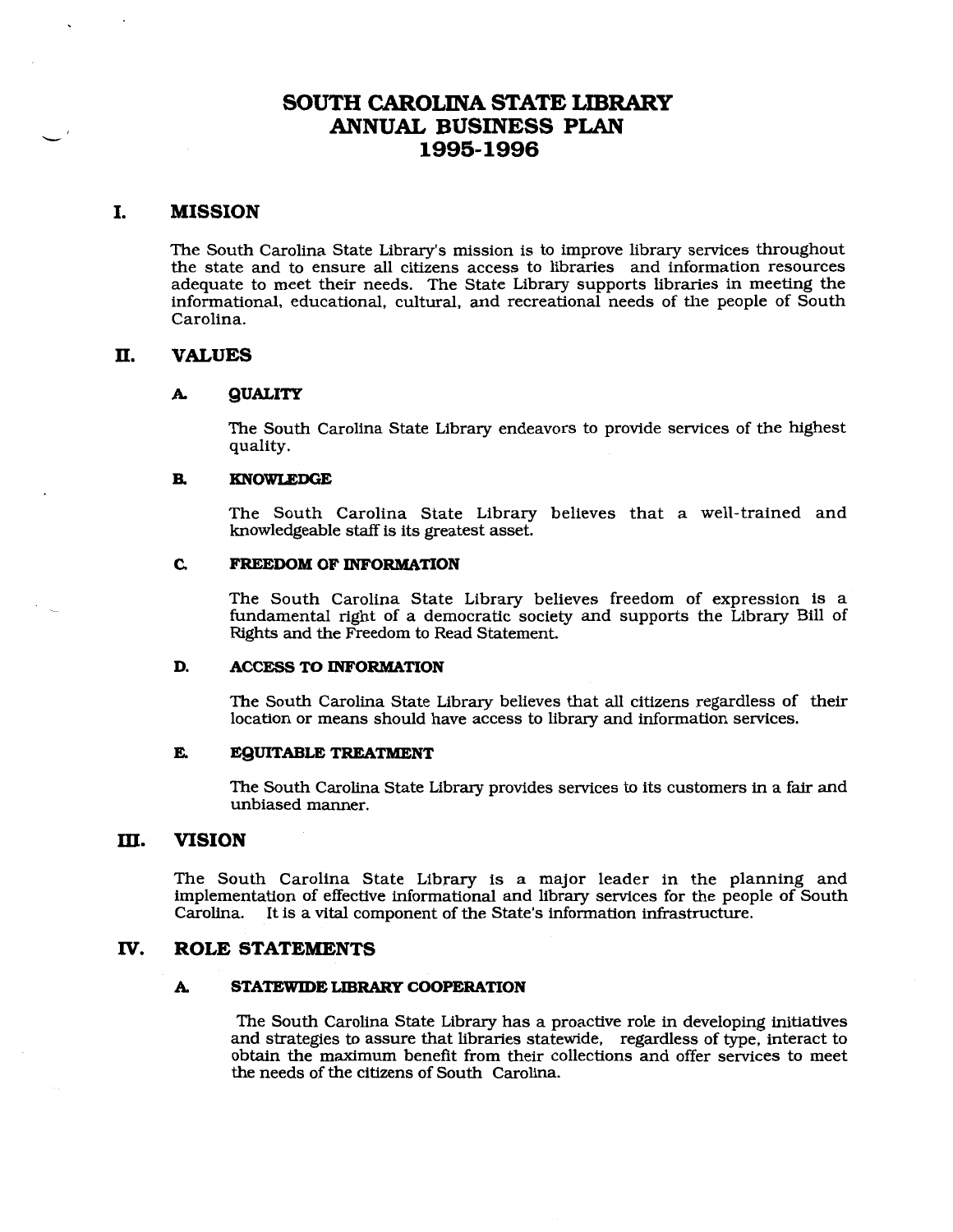# SOUTH CAROLINA STATE LIBRARY ANNUAL BUSINESS PLAN 1995-1996

## I. MISSION

The South Carolina State Library's mission is to improve library services throughout the state and to ensure all citizens access to libraries and information resources adequate to meet their needs. The State Library supports libraries in meeting the informational, educational, cultural, and recreational needs of the people of South Carolina.

## II. VALUES

### A. QUALITY

The South Carolina State Library endeavors to provide services of the highest quality.

### B. KNOWLEDGE

The South Carolina State Library believes that a well-trained and knowledgeable staff is its greatest asset.

### C. FREEDOM OF INFORMATION

The South Carolina State Library believes freedom of expression is a fundamental right of a democratic society and supports the Library Bill of Rights and the Freedom to Read Statement.

### D. ACCESS TO INFORMATION

The South Carolina State Library believes that all citizens regardless of their location or means should have access to library and information services.

### E. EQUITABLE TREATMENT

The South Carolina State Library provides services to its customers in a fair and unbiased manner.

## III. VISION

The South Carolina State Library is a major leader in the planning and implementation of effective informational and library services for the people of South Carolina. It is a vital component of the State's information infrastructure.

## IV. ROLE STATEMENTS

### A. STATEWIDE LIBRARY COOPERATION

The South Carolina State Library has a proactive role in developing initiatives and strategies to assure that libraries statewide, regardless of type, interact to obtain the maximum benefit from their collections and offer services to meet the needs of the citizens of South Carolina.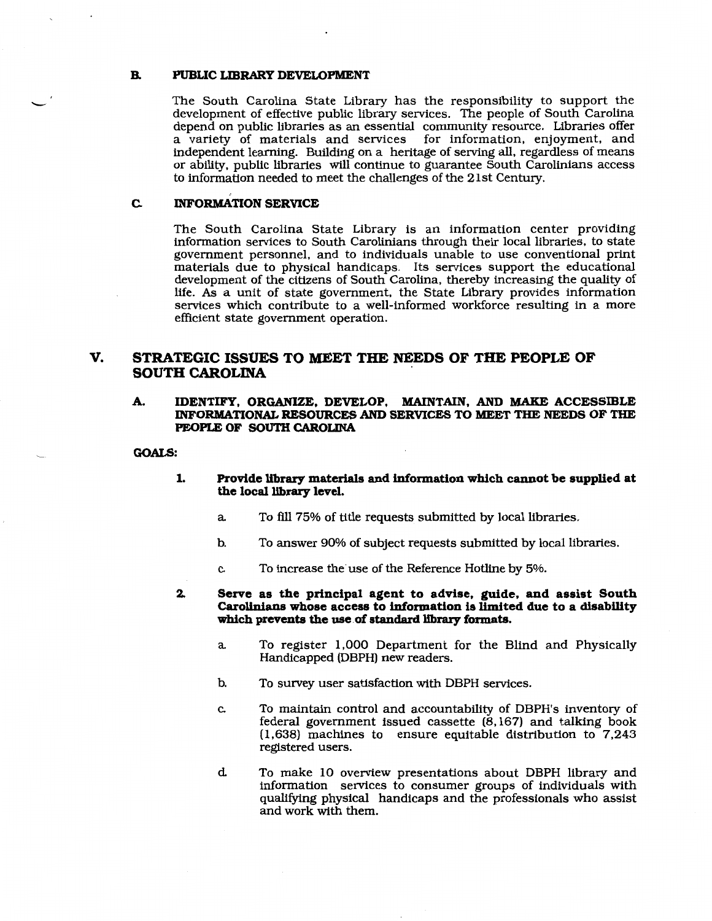### B. PUBLIC LIBRARY DEVELOPMENT

The South Carolina State Library has the responsibility to support the development of effective public library services. The people of South Carolina depend on public libraries as an essential community resource. Libraries offer a variety of materials and services for information, enjoyment, and independent learning. Building on a heritage of serving all, regardless of means or ability, public libraries will continue to guarantee South Carolinians access to information needed to meet the challenges of the 21st Century.

### C. INFORMATION SERVICE

The South Carolina State Library is an information center providing information services to South Carolinians through their local libraries, to state government personnel, and to individuals unable to use conventional print materials due to physical handicaps. Its services support the educational development of the citizens of South Carolina, thereby increasing the quality of life. As a unit of state government, the State Library provides information services which contribute to a well-informed workforce resulting in a more efficient state government operation.

## V. STRATEGIC ISSUES TO MEET THE NEEDS OF THE PEOPLE OF SOUTH CAROLINA

### A. IDENTIFY, ORGANIZE, DEVELOP, MAINTAIN, AND MAKE ACCESSIBLE INFORMATIONAL RESOURCES AND SERVICES TO MEET THE NEEDS OF THE PEOPLE OF SOUTH CAROLINA

**GOALS:**

1. **Provide library materials and information which cannot be supplied at the local library level.**

   a. To fill 75% of title requests submitted by local libraries.

   b. To answer 90% of subject requests submitted by local libraries.

   c. To increase the use of the Reference Hotline by 5%.

2. **Serve as the principal agent to advise, guide, and assist South Carolinians whose access to information is limited due to a disability which prevents the use of standard library formats.**

   a. To register 1,000 Department for the Blind and Physically Handicapped (DBPH) new readers.

   b. To survey user satisfaction with DBPH services.

   c. To maintain control and accountability of DBPH's inventory of federal government issued cassette (8,167) and talking book (1,638) machines to ensure equitable distribution to 7,243 registered users.

   d. To make 10 overview presentations about DBPH library and information services to consumer groups of individuals with qualifying physical handicaps and the professionals who assist and work with them.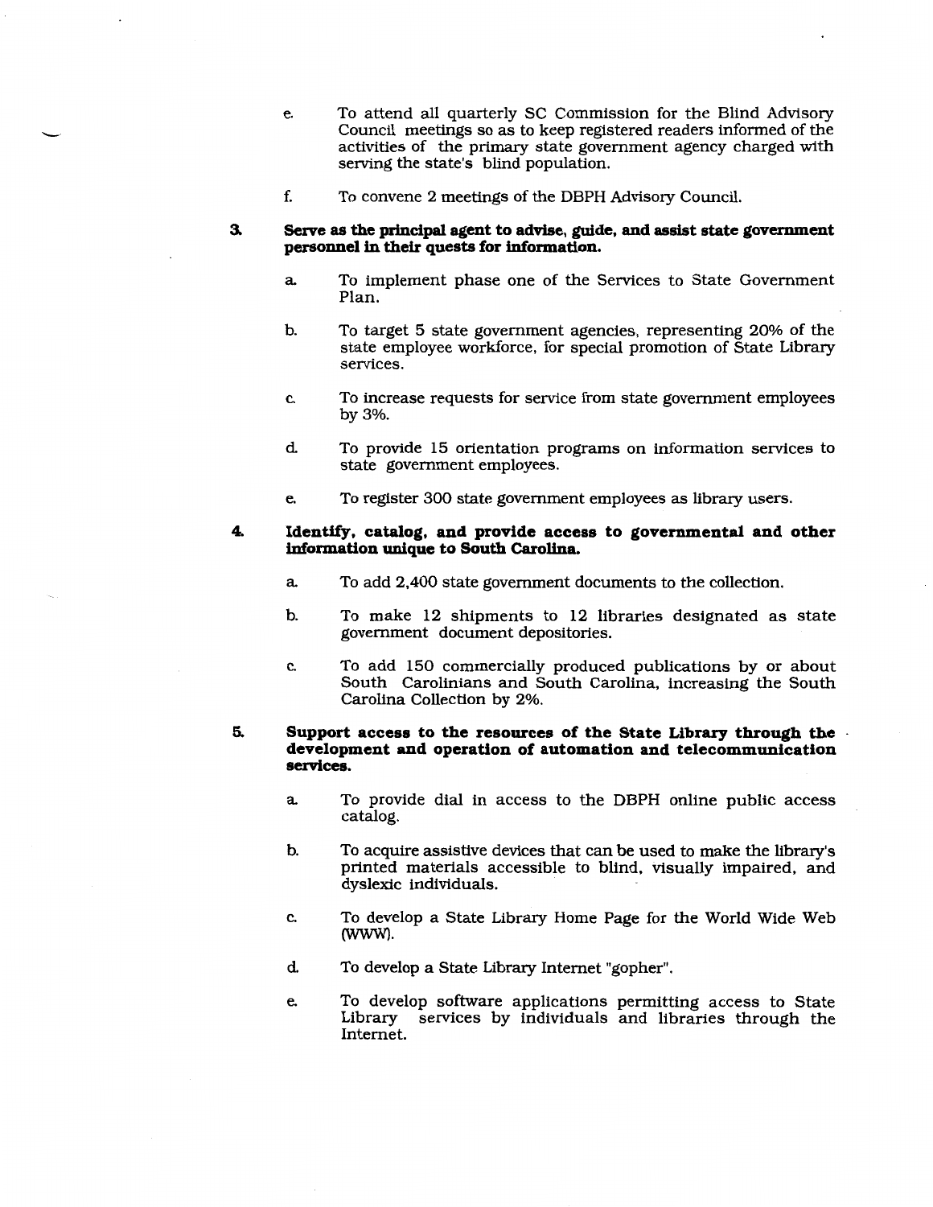e. To attend all quarterly SC Commission for the Blind Advisory Council meetings so as to keep registered readers informed of the activities of the primary state government agency charged with serving the state's blind population.

f. To convene 2 meetings of the DBPH Advisory Council.

3. **Serve as the principal agent to advise, guide, and assist state government personnel in their quests for information.**

   a. To implement phase one of the Services to State Government Plan.

   b. To target 5 state government agencies, representing 20% of the state employee workforce, for special promotion of State Library services.

   c. To increase requests for service from state government employees by 3%.

   d. To provide 15 orientation programs on information services to state government employees.

   e. To register 300 state government employees as library users.

4. **Identify, catalog, and provide access to governmental and other information unique to South Carolina.**

   a. To add 2,400 state government documents to the collection.

   b. To make 12 shipments to 12 libraries designated as state government document depositories.

   c. To add 150 commercially produced publications by or about South Carolinians and South Carolina, increasing the South Carolina Collection by 2%.

5. **Support access to the resources of the State Library through the development and operation of automation and telecommunication services.**

   a. To provide dial in access to the DBPH online public access catalog.

   b. To acquire assistive devices that can be used to make the library's printed materials accessible to blind, visually impaired, and dyslexic individuals.

   c. To develop a State Library Home Page for the World Wide Web (WWW).

   d. To develop a State Library Internet "gopher".

   e. To develop software applications permitting access to State Library services by individuals and libraries through the Internet.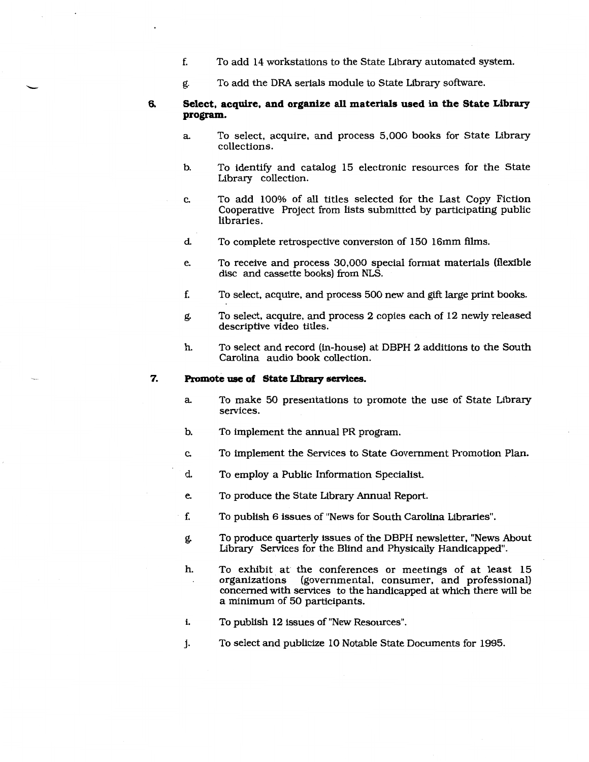f. To add 14 workstations to the State Library automated system.

g. To add the DRA serials module to State Library software.

6. **Select, acquire, and organize all materials used in the State Library program.**

   a. To select, acquire, and process 5,000 books for State Library collections.

   b. To identify and catalog 15 electronic resources for the State Library collection.

   c. To add 100% of all titles selected for the Last Copy Fiction Cooperative Project from lists submitted by participating public libraries.

   d. To complete retrospective conversion of 150 16mm films.

   e. To receive and process 30,000 special format materials (flexible disc and cassette books) from NLS.

   f. To select, acquire, and process 500 new and gift large print books.

   g. To select, acquire, and process 2 copies each of 12 newly released descriptive video titles.

   h. To select and record (in-house) at DBPH 2 additions to the South Carolina audio book collection.

7. **Promote use of State Library services.**

   a. To make 50 presentations to promote the use of State Library services.

   b. To implement the annual PR program.

   c. To implement the Services to State Government Promotion Plan.

   d. To employ a Public Information Specialist.

   e. To produce the State Library Annual Report.

   f. To publish 6 issues of "News for South Carolina Libraries".

   g. To produce quarterly issues of the DBPH newsletter, "News About Library Services for the Blind and Physically Handicapped".

   h. To exhibit at the conferences or meetings of at least 15 organizations (governmental, consumer, and professional) concerned with services to the handicapped at which there will be a minimum of 50 participants.

   i. To publish 12 issues of "New Resources".

   j. To select and publicize 10 Notable State Documents for 1995.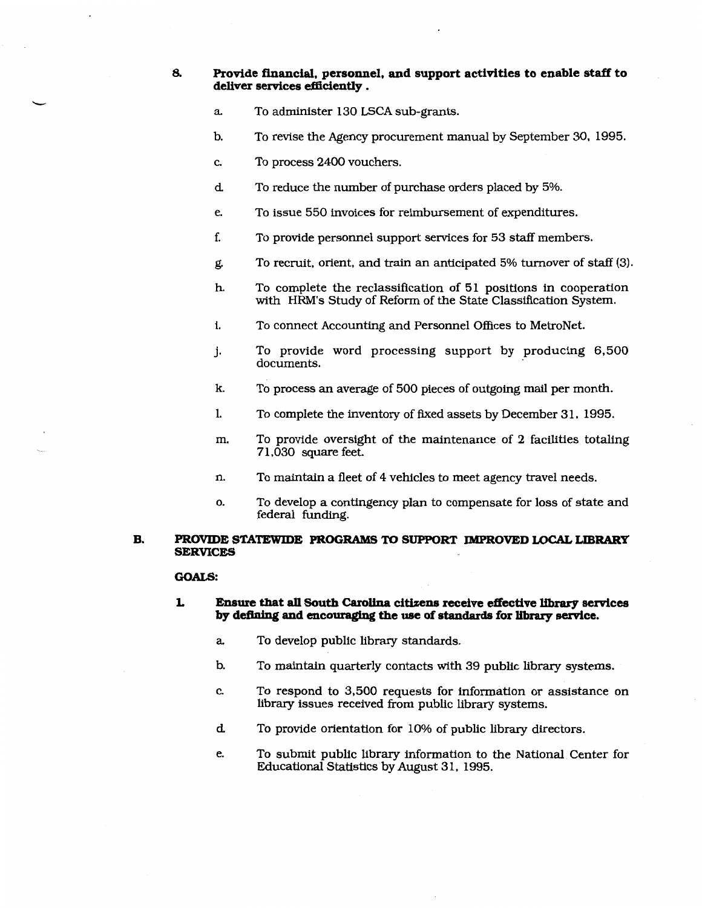8. **Provide financial, personnel, and support activities to enable staff to deliver services efficiently.**

   a. To administer 130 LSCA sub-grants.

   b. To revise the Agency procurement manual by September 30, 1995.

   c. To process 2400 vouchers.

   d. To reduce the number of purchase orders placed by 5%.

   e. To issue 550 invoices for reimbursement of expenditures.

   f. To provide personnel support services for 53 staff members.

   g. To recruit, orient, and train an anticipated 5% turnover of staff (3).

   h. To complete the reclassification of 51 positions in cooperation with HRM's Study of Reform of the State Classification System.

   i. To connect Accounting and Personnel Offices to MetroNet.

   j. To provide word processing support by producing 6,500 documents.

   k. To process an average of 500 pieces of outgoing mail per month.

   l. To complete the inventory of fixed assets by December 31, 1995.

   m. To provide oversight of the maintenance of 2 facilities totaling 71,030 square feet.

   n. To maintain a fleet of 4 vehicles to meet agency travel needs.

   o. To develop a contingency plan to compensate for loss of state and federal funding.

## B. PROVIDE STATEWIDE PROGRAMS TO SUPPORT IMPROVED LOCAL LIBRARY SERVICES

**GOALS:**

1. **Ensure that all South Carolina citizens receive effective library services by defining and encouraging the use of standards for library service.**

   a. To develop public library standards.

   b. To maintain quarterly contacts with 39 public library systems.

   c. To respond to 3,500 requests for information or assistance on library issues received from public library systems.

   d. To provide orientation for 10% of public library directors.

   e. To submit public library information to the National Center for Educational Statistics by August 31, 1995.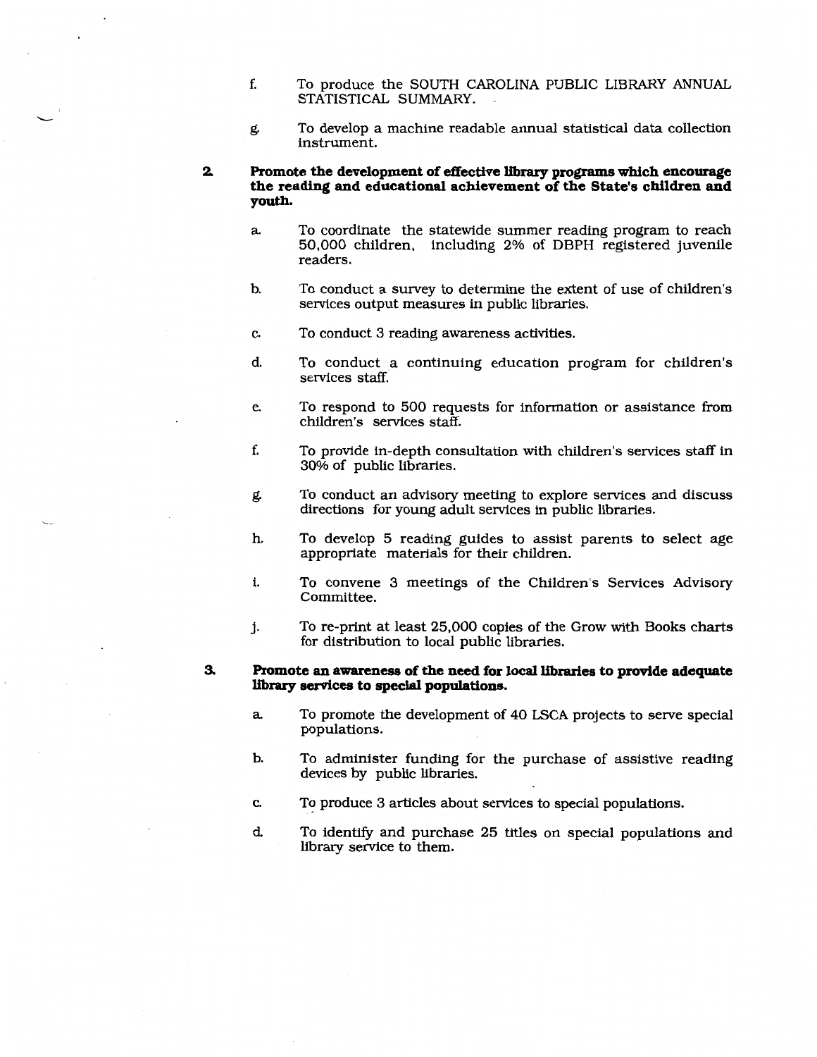f. To produce the SOUTH CAROLINA PUBLIC LIBRARY ANNUAL STATISTICAL SUMMARY.

g. To develop a machine readable annual statistical data collection instrument.

**2. Promote the development of effective library programs which encourage the reading and educational achievement of the State's children and youth.**

a. To coordinate the statewide summer reading program to reach 50,000 children, including 2% of DBPH registered juvenile readers.

b. To conduct a survey to determine the extent of use of children's services output measures in public libraries.

c. To conduct 3 reading awareness activities.

d. To conduct a continuing education program for children's services staff.

e. To respond to 500 requests for information or assistance from children's services staff.

f. To provide in-depth consultation with children's services staff in 30% of public libraries.

g. To conduct an advisory meeting to explore services and discuss directions for young adult services in public libraries.

h. To develop 5 reading guides to assist parents to select age appropriate materials for their children.

i. To convene 3 meetings of the Children's Services Advisory Committee.

j. To re-print at least 25,000 copies of the Grow with Books charts for distribution to local public libraries.

**3. Promote an awareness of the need for local libraries to provide adequate library services to special populations.**

a. To promote the development of 40 LSCA projects to serve special populations.

b. To administer funding for the purchase of assistive reading devices by public libraries.

c. To produce 3 articles about services to special populations.

d. To identify and purchase 25 titles on special populations and library service to them.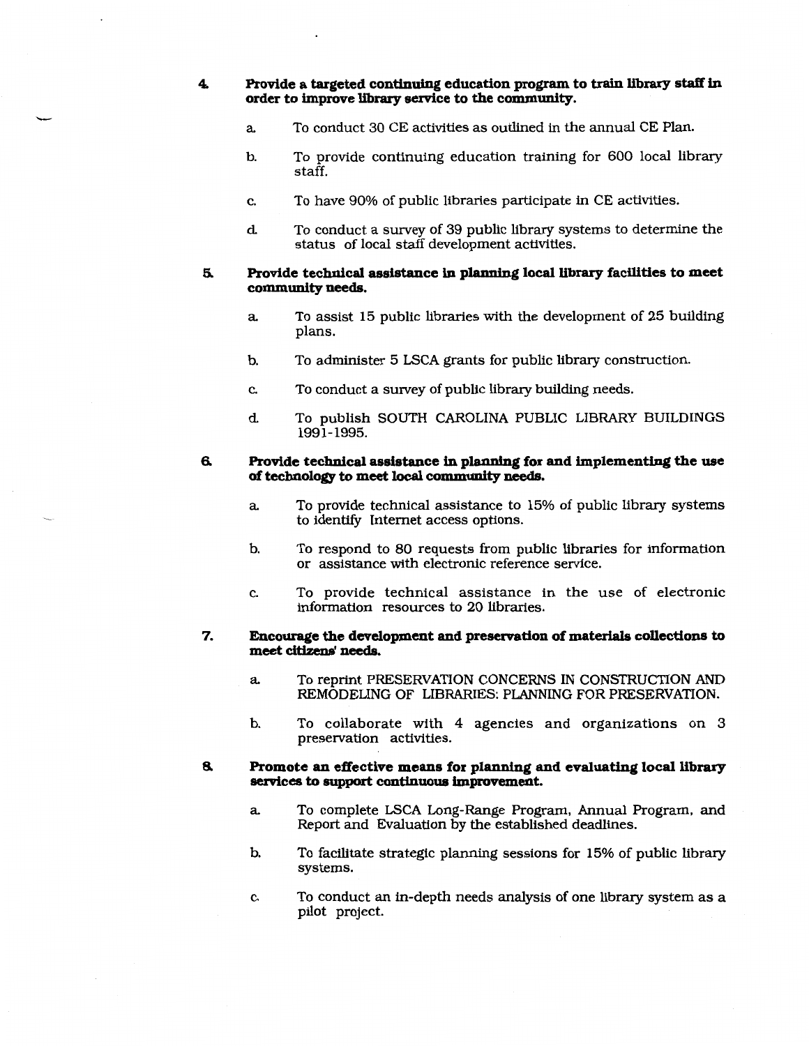4. **Provide a targeted continuing education program to train library staff in order to improve library service to the community.**

   a. To conduct 30 CE activities as outlined in the annual CE Plan.

   b. To provide continuing education training for 600 local library staff.

   c. To have 90% of public libraries participate in CE activities.

   d. To conduct a survey of 39 public library systems to determine the status of local staff development activities.

5. **Provide technical assistance in planning local library facilities to meet community needs.**

   a. To assist 15 public libraries with the development of 25 building plans.

   b. To administer 5 LSCA grants for public library construction.

   c. To conduct a survey of public library building needs.

   d. To publish SOUTH CAROLINA PUBLIC LIBRARY BUILDINGS 1991-1995.

6. **Provide technical assistance in planning for and implementing the use of technology to meet local community needs.**

   a. To provide technical assistance to 15% of public library systems to identify Internet access options.

   b. To respond to 80 requests from public libraries for information or assistance with electronic reference service.

   c. To provide technical assistance in the use of electronic information resources to 20 libraries.

7. **Encourage the development and preservation of materials collections to meet citizens' needs.**

   a. To reprint PRESERVATION CONCERNS IN CONSTRUCTION AND REMODELING OF LIBRARIES: PLANNING FOR PRESERVATION.

   b. To collaborate with 4 agencies and organizations on 3 preservation activities.

8. **Promote an effective means for planning and evaluating local library services to support continuous improvement.**

   a. To complete LSCA Long-Range Program, Annual Program, and Report and Evaluation by the established deadlines.

   b. To facilitate strategic planning sessions for 15% of public library systems.

   c. To conduct an in-depth needs analysis of one library system as a pilot project.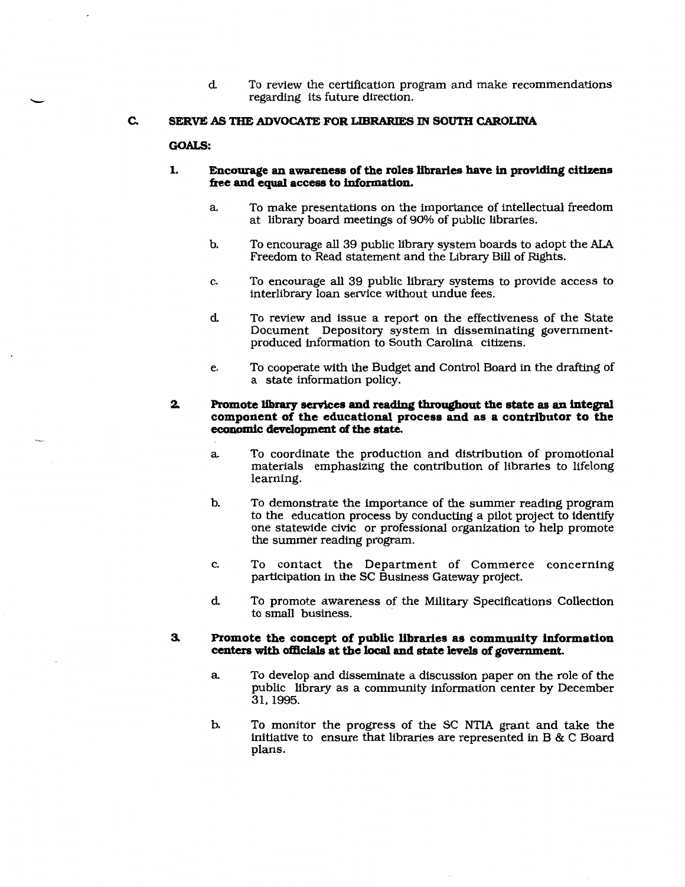d. To review the certification program and make recommendations regarding its future direction.

## C. SERVE AS THE ADVOCATE FOR LIBRARIES IN SOUTH CAROLINA

**GOALS:**

**1. Encourage an awareness of the roles libraries have in providing citizens free and equal access to information.**

a. To make presentations on the importance of intellectual freedom at library board meetings of 90% of public libraries.

b. To encourage all 39 public library system boards to adopt the ALA Freedom to Read statement and the Library Bill of Rights.

c. To encourage all 39 public library systems to provide access to interlibrary loan service without undue fees.

d. To review and issue a report on the effectiveness of the State Document Depository system in disseminating government-produced information to South Carolina citizens.

e. To cooperate with the Budget and Control Board in the drafting of a state information policy.

**2. Promote library services and reading throughout the state as an integral component of the educational process and as a contributor to the economic development of the state.**

a. To coordinate the production and distribution of promotional materials emphasizing the contribution of libraries to lifelong learning.

b. To demonstrate the importance of the summer reading program to the education process by conducting a pilot project to identify one statewide civic or professional organization to help promote the summer reading program.

c. To contact the Department of Commerce concerning participation in the SC Business Gateway project.

d. To promote awareness of the Military Specifications Collection to small business.

**3. Promote the concept of public libraries as community information centers with officials at the local and state levels of government.**

a. To develop and disseminate a discussion paper on the role of the public library as a community information center by December 31, 1995.

b. To monitor the progress of the SC NTIA grant and take the initiative to ensure that libraries are represented in B & C Board plans.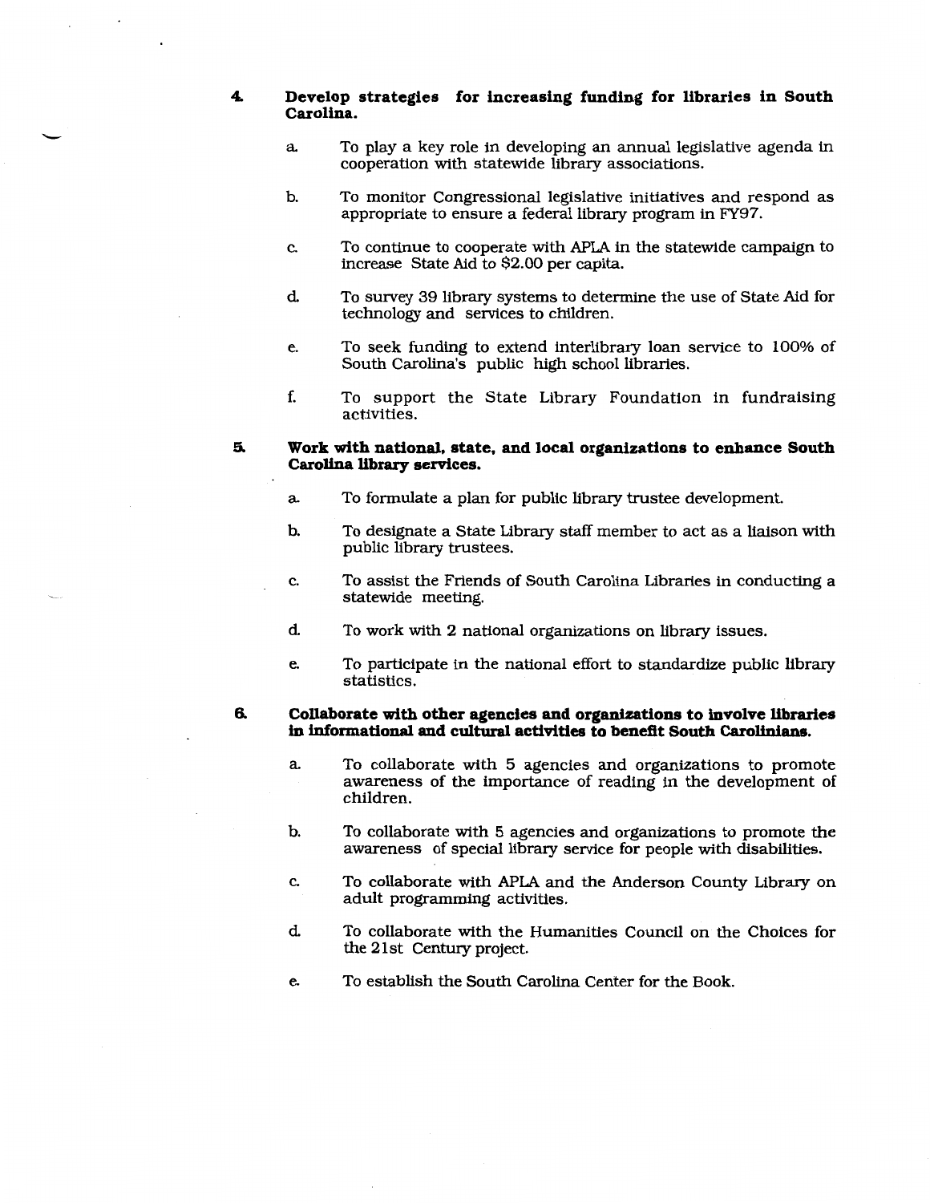4. **Develop strategies for increasing funding for libraries in South Carolina.**

   a. To play a key role in developing an annual legislative agenda in cooperation with statewide library associations.

   b. To monitor Congressional legislative initiatives and respond as appropriate to ensure a federal library program in FY97.

   c. To continue to cooperate with APLA in the statewide campaign to increase State Aid to $2.00 per capita.

   d. To survey 39 library systems to determine the use of State Aid for technology and services to children.

   e. To seek funding to extend interlibrary loan service to 100% of South Carolina's public high school libraries.

   f. To support the State Library Foundation in fundraising activities.

5. **Work with national, state, and local organizations to enhance South Carolina library services.**

   a. To formulate a plan for public library trustee development.

   b. To designate a State Library staff member to act as a liaison with public library trustees.

   c. To assist the Friends of South Carolina Libraries in conducting a statewide meeting.

   d. To work with 2 national organizations on library issues.

   e. To participate in the national effort to standardize public library statistics.

6. **Collaborate with other agencies and organizations to involve libraries in informational and cultural activities to benefit South Carolinians.**

   a. To collaborate with 5 agencies and organizations to promote awareness of the importance of reading in the development of children.

   b. To collaborate with 5 agencies and organizations to promote the awareness of special library service for people with disabilities.

   c. To collaborate with APLA and the Anderson County Library on adult programming activities.

   d. To collaborate with the Humanities Council on the Choices for the 21st Century project.

   e. To establish the South Carolina Center for the Book.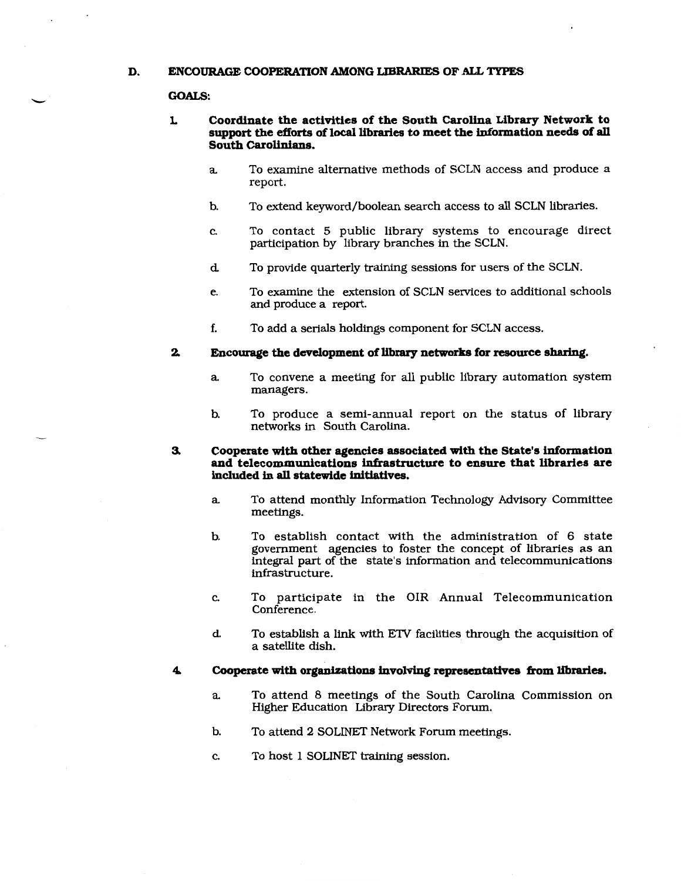## D. ENCOURAGE COOPERATION AMONG LIBRARIES OF ALL TYPES

**GOALS:**

1. **Coordinate the activities of the South Carolina Library Network to support the efforts of local libraries to meet the information needs of all South Carolinians.**

   a. To examine alternative methods of SCLN access and produce a report.

   b. To extend keyword/boolean search access to all SCLN libraries.

   c. To contact 5 public library systems to encourage direct participation by library branches in the SCLN.

   d. To provide quarterly training sessions for users of the SCLN.

   e. To examine the extension of SCLN services to additional schools and produce a report.

   f. To add a serials holdings component for SCLN access.

2. **Encourage the development of library networks for resource sharing.**

   a. To convene a meeting for all public library automation system managers.

   b. To produce a semi-annual report on the status of library networks in South Carolina.

3. **Cooperate with other agencies associated with the State's information and telecommunications infrastructure to ensure that libraries are included in all statewide initiatives.**

   a. To attend monthly Information Technology Advisory Committee meetings.

   b. To establish contact with the administration of 6 state government agencies to foster the concept of libraries as an integral part of the state's information and telecommunications infrastructure.

   c. To participate in the OIR Annual Telecommunication Conference.

   d. To establish a link with ETV facilities through the acquisition of a satellite dish.

4. **Cooperate with organizations involving representatives from libraries.**

   a. To attend 8 meetings of the South Carolina Commission on Higher Education Library Directors Forum.

   b. To attend 2 SOLINET Network Forum meetings.

   c. To host 1 SOLINET training session.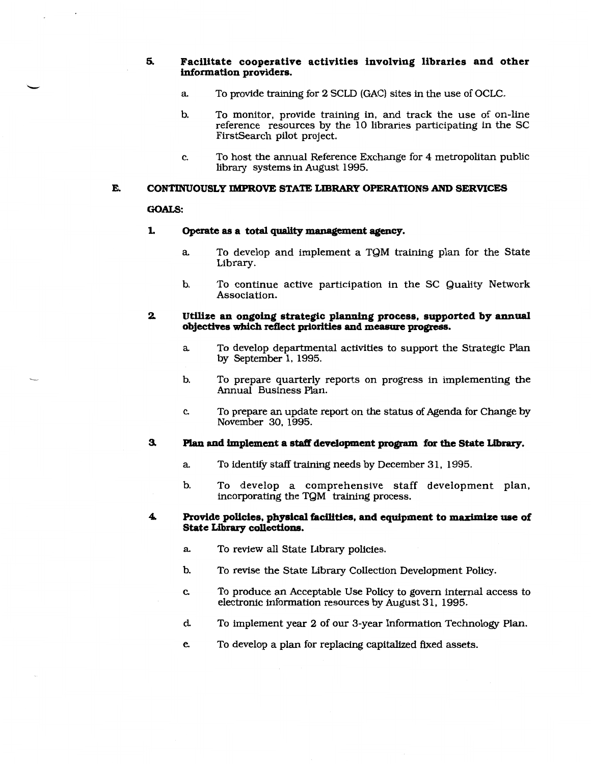5. **Facilitate cooperative activities involving libraries and other information providers.**

   a. To provide training for 2 SCLD (GAC) sites in the use of OCLC.

   b. To monitor, provide training in, and track the use of on-line reference resources by the 10 libraries participating in the SC FirstSearch pilot project.

   c. To host the annual Reference Exchange for 4 metropolitan public library systems in August 1995.

## E. CONTINUOUSLY IMPROVE STATE LIBRARY OPERATIONS AND SERVICES

**GOALS:**

1. **Operate as a total quality management agency.**

   a. To develop and implement a TQM training plan for the State Library.

   b. To continue active participation in the SC Quality Network Association.

2. **Utilize an ongoing strategic planning process, supported by annual objectives which reflect priorities and measure progress.**

   a. To develop departmental activities to support the Strategic Plan by September 1, 1995.

   b. To prepare quarterly reports on progress in implementing the Annual Business Plan.

   c. To prepare an update report on the status of Agenda for Change by November 30, 1995.

3. **Plan and implement a staff development program for the State Library.**

   a. To identify staff training needs by December 31, 1995.

   b. To develop a comprehensive staff development plan, incorporating the TQM training process.

4. **Provide policies, physical facilities, and equipment to maximize use of State Library collections.**

   a. To review all State Library policies.

   b. To revise the State Library Collection Development Policy.

   c. To produce an Acceptable Use Policy to govern internal access to electronic information resources by August 31, 1995.

   d. To implement year 2 of our 3-year Information Technology Plan.

   e. To develop a plan for replacing capitalized fixed assets.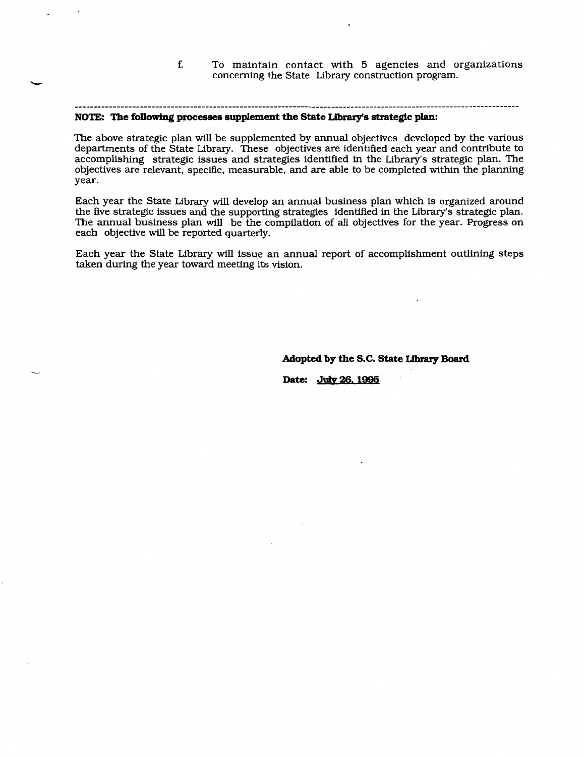f. To maintain contact with 5 agencies and organizations concerning the State Library construction program.

---

**NOTE: The following processes supplement the State Library's strategic plan:**

The above strategic plan will be supplemented by annual objectives developed by the various departments of the State Library. These objectives are identified each year and contribute to accomplishing strategic issues and strategies identified in the Library's strategic plan. The objectives are relevant, specific, measurable, and are able to be completed within the planning year.

Each year the State Library will develop an annual business plan which is organized around the five strategic issues and the supporting strategies identified in the Library's strategic plan. The annual business plan will be the compilation of all objectives for the year. Progress on each objective will be reported quarterly.

Each year the State Library will issue an annual report of accomplishment outlining steps taken during the year toward meeting its vision.

**Adopted by the S.C. State Library Board**

**Date: July 26, 1995**